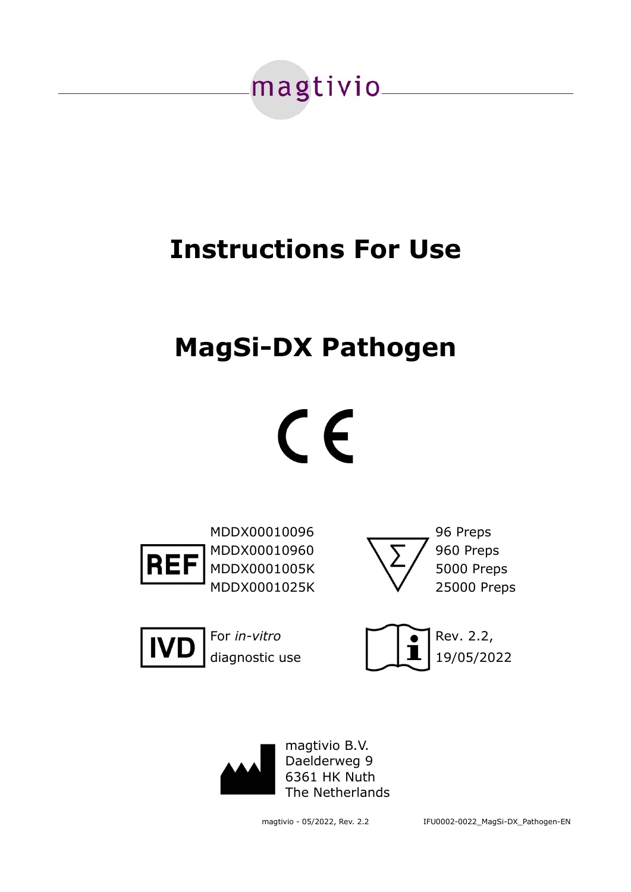magtivio

# Instructions For Use

# MagSi-DX Pathogen

CE

REF
MDDX00010096
MDDX00010960
MDDX0001005K
MDDX0001025K

Σ
96 Preps
960 Preps
5000 Preps
25000 Preps

IVD
For *in-vitro* diagnostic use

Rev. 2.2,
19/05/2022

magtivio B.V.
Daelderweg 9
6361 HK Nuth
The Netherlands

magtivio - 05/2022, Rev. 2.2

IFU0002-0022_MagSi-DX_Pathogen-EN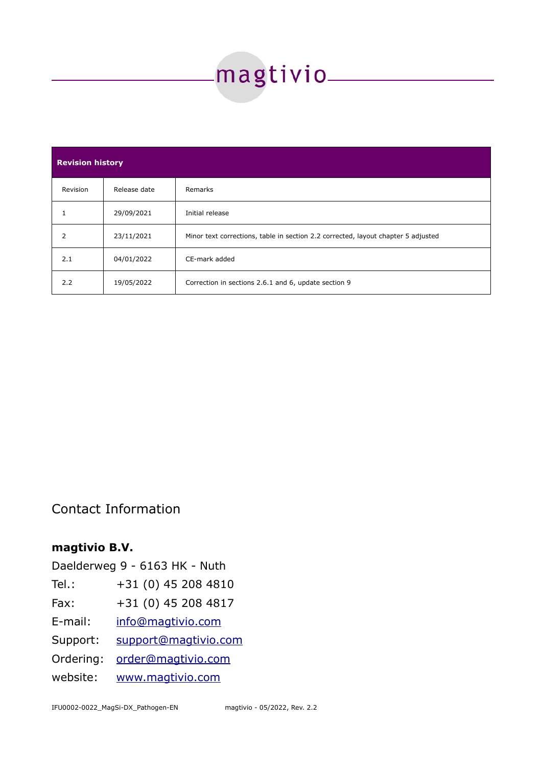| Revision history | | |
|---|---|---|
| Revision | Release date | Remarks |
| 1 | 29/09/2021 | Initial release |
| 2 | 23/11/2021 | Minor text corrections, table in section 2.2 corrected, layout chapter 5 adjusted |
| 2.1 | 04/01/2022 | CE-mark added |
| 2.2 | 19/05/2022 | Correction in sections 2.6.1 and 6, update section 9 |

## Contact Information

**magtivio B.V.**

Daelderweg 9 - 6163 HK - Nuth

Tel.: +31 (0) 45 208 4810

Fax: +31 (0) 45 208 4817

E-mail: info@magtivio.com

Support: support@magtivio.com

Ordering: order@magtivio.com

website: www.magtivio.com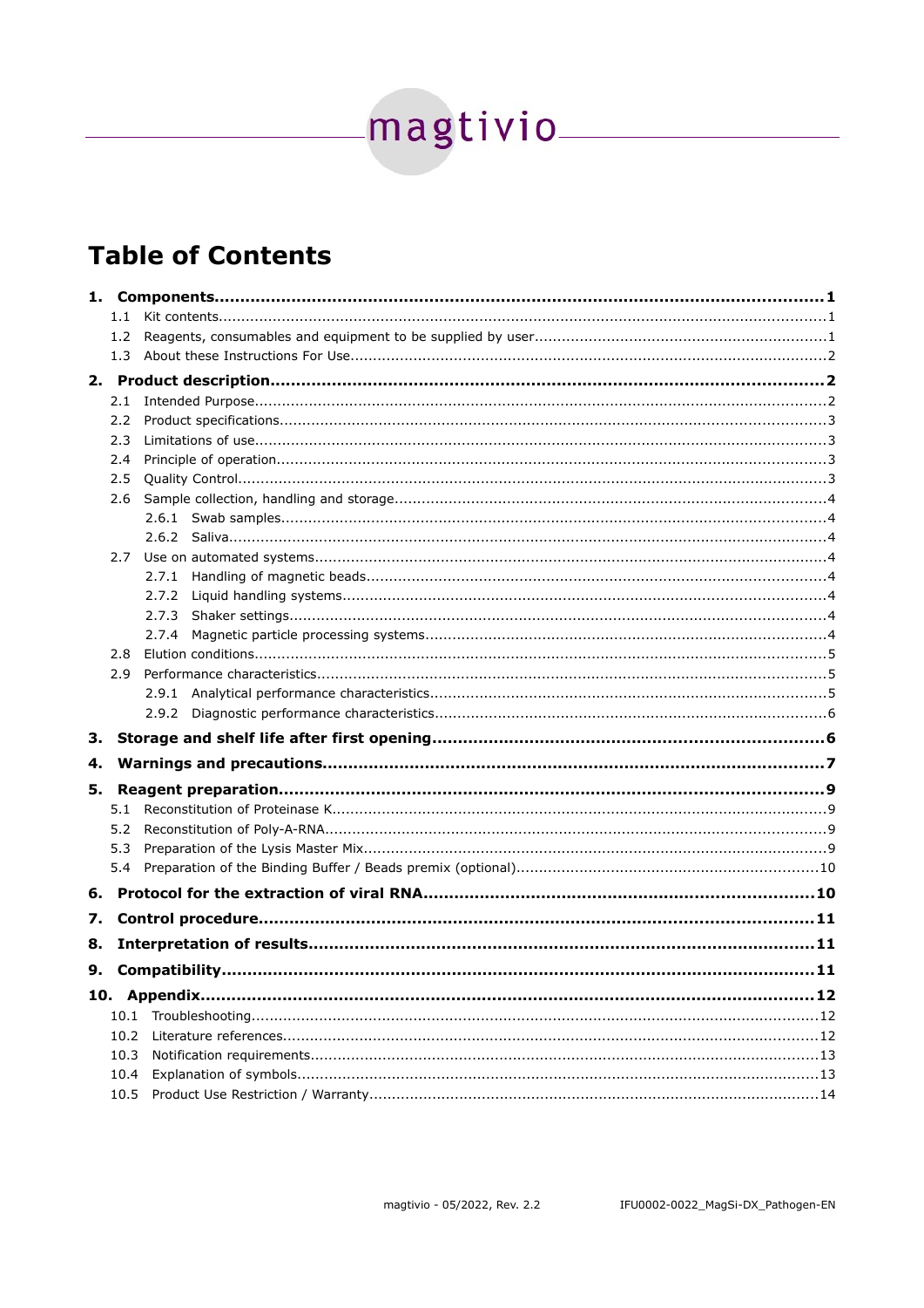# Table of Contents

**1. Components ... 1**
- 1.1 Kit contents ... 1
- 1.2 Reagents, consumables and equipment to be supplied by user ... 1
- 1.3 About these Instructions For Use ... 2

**2. Product description ... 2**
- 2.1 Intended Purpose ... 2
- 2.2 Product specifications ... 3
- 2.3 Limitations of use ... 3
- 2.4 Principle of operation ... 3
- 2.5 Quality Control ... 3
- 2.6 Sample collection, handling and storage ... 4
  - 2.6.1 Swab samples ... 4
  - 2.6.2 Saliva ... 4
- 2.7 Use on automated systems ... 4
  - 2.7.1 Handling of magnetic beads ... 4
  - 2.7.2 Liquid handling systems ... 4
  - 2.7.3 Shaker settings ... 4
  - 2.7.4 Magnetic particle processing systems ... 4
- 2.8 Elution conditions ... 5
- 2.9 Performance characteristics ... 5
  - 2.9.1 Analytical performance characteristics ... 5
  - 2.9.2 Diagnostic performance characteristics ... 6

**3. Storage and shelf life after first opening ... 6**

**4. Warnings and precautions ... 7**

**5. Reagent preparation ... 9**
- 5.1 Reconstitution of Proteinase K ... 9
- 5.2 Reconstitution of Poly-A-RNA ... 9
- 5.3 Preparation of the Lysis Master Mix ... 9
- 5.4 Preparation of the Binding Buffer / Beads premix (optional) ... 10

**6. Protocol for the extraction of viral RNA ... 10**

**7. Control procedure ... 11**

**8. Interpretation of results ... 11**

**9. Compatibility ... 11**

**10. Appendix ... 12**
- 10.1 Troubleshooting ... 12
- 10.2 Literature references ... 12
- 10.3 Notification requirements ... 13
- 10.4 Explanation of symbols ... 13
- 10.5 Product Use Restriction / Warranty ... 14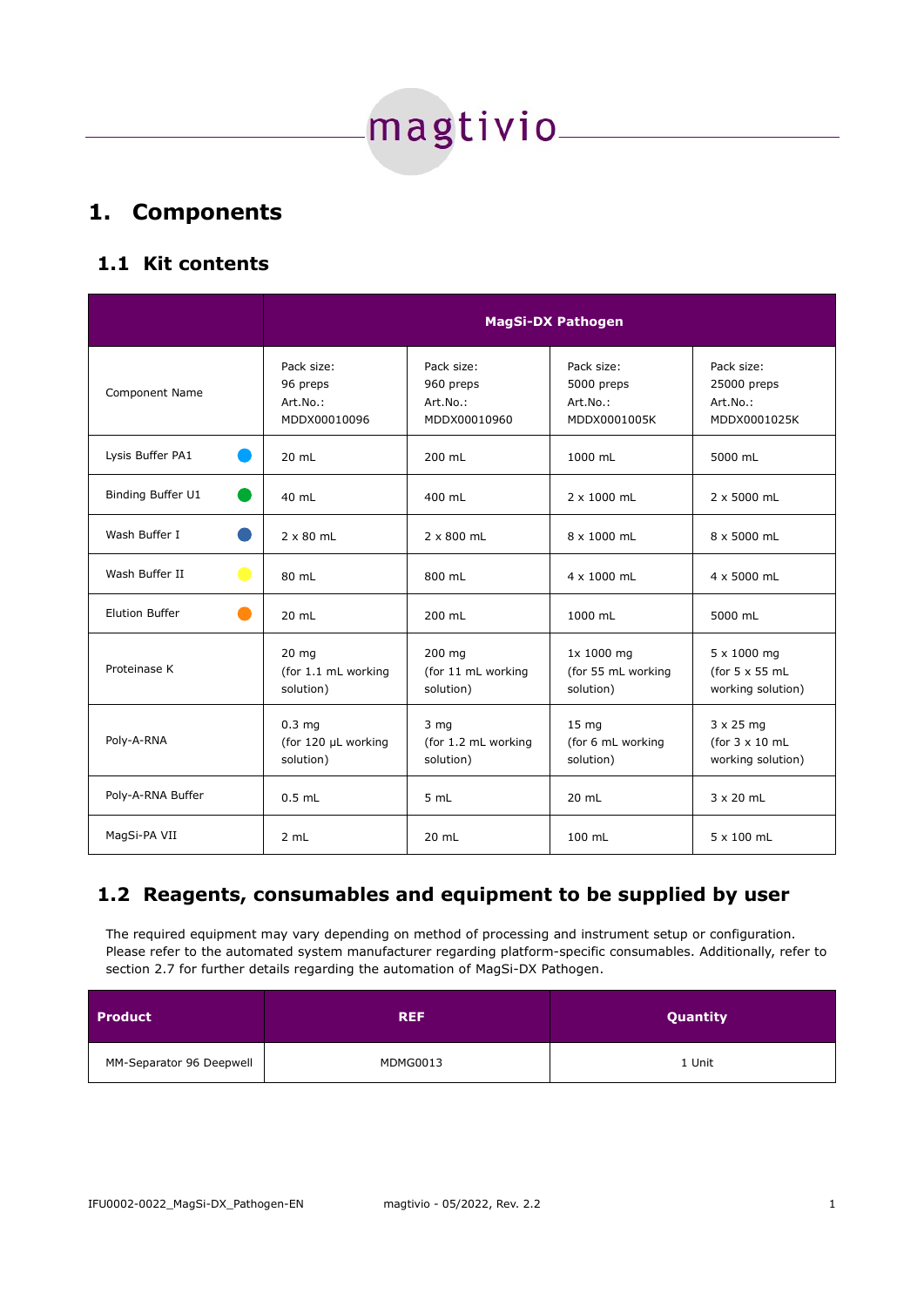# 1. Components

## 1.1 Kit contents

| | MagSi-DX Pathogen | | | |
|---|---|---|---|---|
| Component Name | Pack size: 96 preps Art.No.: MDDX00010096 | Pack size: 960 preps Art.No.: MDDX00010960 | Pack size: 5000 preps Art.No.: MDDX0001005K | Pack size: 25000 preps Art.No.: MDDX0001025K |
| Lysis Buffer PA1 | 20 mL | 200 mL | 1000 mL | 5000 mL |
| Binding Buffer U1 | 40 mL | 400 mL | 2 x 1000 mL | 2 x 5000 mL |
| Wash Buffer I | 2 x 80 mL | 2 x 800 mL | 8 x 1000 mL | 8 x 5000 mL |
| Wash Buffer II | 80 mL | 800 mL | 4 x 1000 mL | 4 x 5000 mL |
| Elution Buffer | 20 mL | 200 mL | 1000 mL | 5000 mL |
| Proteinase K | 20 mg (for 1.1 mL working solution) | 200 mg (for 11 mL working solution) | 1x 1000 mg (for 55 mL working solution) | 5 x 1000 mg (for 5 x 55 mL working solution) |
| Poly-A-RNA | 0.3 mg (for 120 µL working solution) | 3 mg (for 1.2 mL working solution) | 15 mg (for 6 mL working solution) | 3 x 25 mg (for 3 x 10 mL working solution) |
| Poly-A-RNA Buffer | 0.5 mL | 5 mL | 20 mL | 3 x 20 mL |
| MagSi-PA VII | 2 mL | 20 mL | 100 mL | 5 x 100 mL |

## 1.2 Reagents, consumables and equipment to be supplied by user

The required equipment may vary depending on method of processing and instrument setup or configuration. Please refer to the automated system manufacturer regarding platform-specific consumables. Additionally, refer to section 2.7 for further details regarding the automation of MagSi-DX Pathogen.

| Product | REF | Quantity |
|---|---|---|
| MM-Separator 96 Deepwell | MDMG0013 | 1 Unit |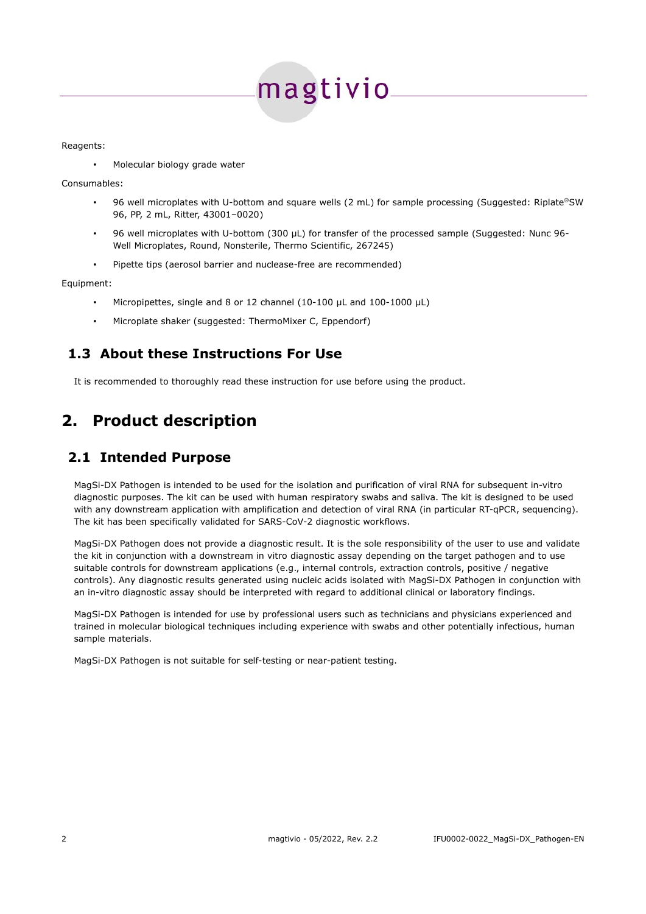Reagents:

- Molecular biology grade water

Consumables:

- 96 well microplates with U-bottom and square wells (2 mL) for sample processing (Suggested: Riplate®SW 96, PP, 2 mL, Ritter, 43001–0020)
- 96 well microplates with U-bottom (300 µL) for transfer of the processed sample (Suggested: Nunc 96-Well Microplates, Round, Nonsterile, Thermo Scientific, 267245)
- Pipette tips (aerosol barrier and nuclease-free are recommended)

Equipment:

- Micropipettes, single and 8 or 12 channel (10-100 µL and 100-1000 µL)
- Microplate shaker (suggested: ThermoMixer C, Eppendorf)

## 1.3 About these Instructions For Use

It is recommended to thoroughly read these instruction for use before using the product.

# 2. Product description

## 2.1 Intended Purpose

MagSi-DX Pathogen is intended to be used for the isolation and purification of viral RNA for subsequent in-vitro diagnostic purposes. The kit can be used with human respiratory swabs and saliva. The kit is designed to be used with any downstream application with amplification and detection of viral RNA (in particular RT-qPCR, sequencing). The kit has been specifically validated for SARS-CoV-2 diagnostic workflows.

MagSi-DX Pathogen does not provide a diagnostic result. It is the sole responsibility of the user to use and validate the kit in conjunction with a downstream in vitro diagnostic assay depending on the target pathogen and to use suitable controls for downstream applications (e.g., internal controls, extraction controls, positive / negative controls). Any diagnostic results generated using nucleic acids isolated with MagSi-DX Pathogen in conjunction with an in-vitro diagnostic assay should be interpreted with regard to additional clinical or laboratory findings.

MagSi-DX Pathogen is intended for use by professional users such as technicians and physicians experienced and trained in molecular biological techniques including experience with swabs and other potentially infectious, human sample materials.

MagSi-DX Pathogen is not suitable for self-testing or near-patient testing.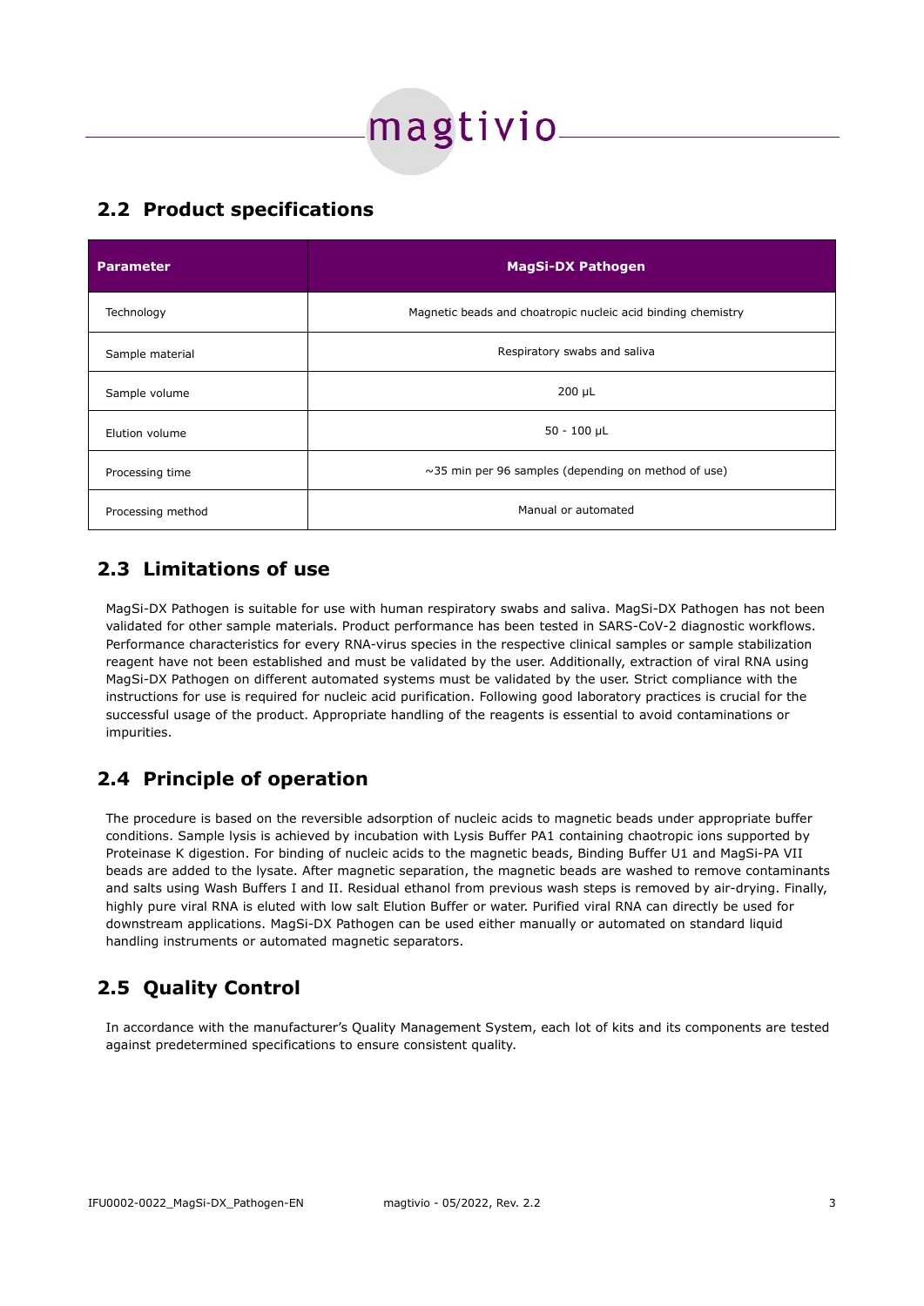## 2.2 Product specifications

| Parameter | MagSi-DX Pathogen |
|---|---|
| Technology | Magnetic beads and choatropic nucleic acid binding chemistry |
| Sample material | Respiratory swabs and saliva |
| Sample volume | 200 µL |
| Elution volume | 50 - 100 µL |
| Processing time | ~35 min per 96 samples (depending on method of use) |
| Processing method | Manual or automated |

## 2.3 Limitations of use

MagSi-DX Pathogen is suitable for use with human respiratory swabs and saliva. MagSi-DX Pathogen has not been validated for other sample materials. Product performance has been tested in SARS-CoV-2 diagnostic workflows. Performance characteristics for every RNA-virus species in the respective clinical samples or sample stabilization reagent have not been established and must be validated by the user. Additionally, extraction of viral RNA using MagSi-DX Pathogen on different automated systems must be validated by the user. Strict compliance with the instructions for use is required for nucleic acid purification. Following good laboratory practices is crucial for the successful usage of the product. Appropriate handling of the reagents is essential to avoid contaminations or impurities.

## 2.4 Principle of operation

The procedure is based on the reversible adsorption of nucleic acids to magnetic beads under appropriate buffer conditions. Sample lysis is achieved by incubation with Lysis Buffer PA1 containing chaotropic ions supported by Proteinase K digestion. For binding of nucleic acids to the magnetic beads, Binding Buffer U1 and MagSi-PA VII beads are added to the lysate. After magnetic separation, the magnetic beads are washed to remove contaminants and salts using Wash Buffers I and II. Residual ethanol from previous wash steps is removed by air-drying. Finally, highly pure viral RNA is eluted with low salt Elution Buffer or water. Purified viral RNA can directly be used for downstream applications. MagSi-DX Pathogen can be used either manually or automated on standard liquid handling instruments or automated magnetic separators.

## 2.5 Quality Control

In accordance with the manufacturer's Quality Management System, each lot of kits and its components are tested against predetermined specifications to ensure consistent quality.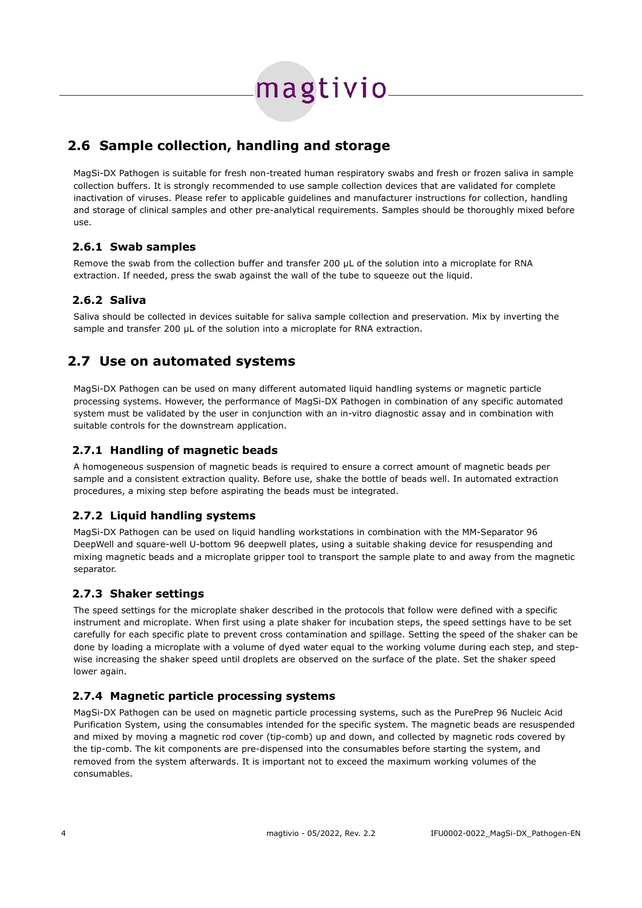## 2.6 Sample collection, handling and storage

MagSi-DX Pathogen is suitable for fresh non-treated human respiratory swabs and fresh or frozen saliva in sample collection buffers. It is strongly recommended to use sample collection devices that are validated for complete inactivation of viruses. Please refer to applicable guidelines and manufacturer instructions for collection, handling and storage of clinical samples and other pre-analytical requirements. Samples should be thoroughly mixed before use.

### 2.6.1 Swab samples

Remove the swab from the collection buffer and transfer 200 µL of the solution into a microplate for RNA extraction. If needed, press the swab against the wall of the tube to squeeze out the liquid.

### 2.6.2 Saliva

Saliva should be collected in devices suitable for saliva sample collection and preservation. Mix by inverting the sample and transfer 200 µL of the solution into a microplate for RNA extraction.

## 2.7 Use on automated systems

MagSi-DX Pathogen can be used on many different automated liquid handling systems or magnetic particle processing systems. However, the performance of MagSi-DX Pathogen in combination of any specific automated system must be validated by the user in conjunction with an in-vitro diagnostic assay and in combination with suitable controls for the downstream application.

### 2.7.1 Handling of magnetic beads

A homogeneous suspension of magnetic beads is required to ensure a correct amount of magnetic beads per sample and a consistent extraction quality. Before use, shake the bottle of beads well. In automated extraction procedures, a mixing step before aspirating the beads must be integrated.

### 2.7.2 Liquid handling systems

MagSi-DX Pathogen can be used on liquid handling workstations in combination with the MM-Separator 96 DeepWell and square-well U-bottom 96 deepwell plates, using a suitable shaking device for resuspending and mixing magnetic beads and a microplate gripper tool to transport the sample plate to and away from the magnetic separator.

### 2.7.3 Shaker settings

The speed settings for the microplate shaker described in the protocols that follow were defined with a specific instrument and microplate. When first using a plate shaker for incubation steps, the speed settings have to be set carefully for each specific plate to prevent cross contamination and spillage. Setting the speed of the shaker can be done by loading a microplate with a volume of dyed water equal to the working volume during each step, and step-wise increasing the shaker speed until droplets are observed on the surface of the plate. Set the shaker speed lower again.

### 2.7.4 Magnetic particle processing systems

MagSi-DX Pathogen can be used on magnetic particle processing systems, such as the PurePrep 96 Nucleic Acid Purification System, using the consumables intended for the specific system. The magnetic beads are resuspended and mixed by moving a magnetic rod cover (tip-comb) up and down, and collected by magnetic rods covered by the tip-comb. The kit components are pre-dispensed into the consumables before starting the system, and removed from the system afterwards. It is important not to exceed the maximum working volumes of the consumables.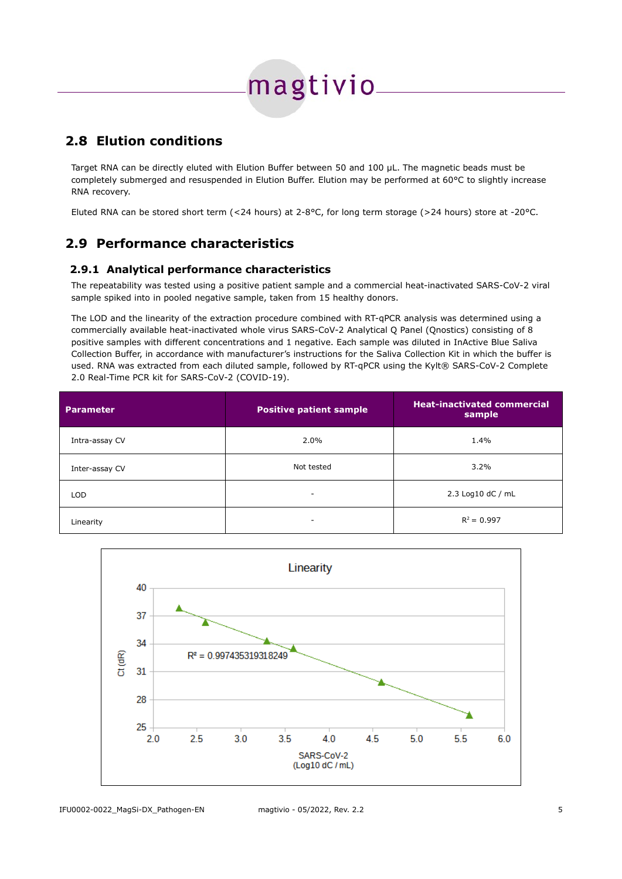## 2.8 Elution conditions

Target RNA can be directly eluted with Elution Buffer between 50 and 100 µL. The magnetic beads must be completely submerged and resuspended in Elution Buffer. Elution may be performed at 60°C to slightly increase RNA recovery.

Eluted RNA can be stored short term (<24 hours) at 2-8°C, for long term storage (>24 hours) store at -20°C.

## 2.9 Performance characteristics

### 2.9.1 Analytical performance characteristics

The repeatability was tested using a positive patient sample and a commercial heat-inactivated SARS-CoV-2 viral sample spiked into in pooled negative sample, taken from 15 healthy donors.

The LOD and the linearity of the extraction procedure combined with RT-qPCR analysis was determined using a commercially available heat-inactivated whole virus SARS-CoV-2 Analytical Q Panel (Qnostics) consisting of 8 positive samples with different concentrations and 1 negative. Each sample was diluted in InActive Blue Saliva Collection Buffer, in accordance with manufacturer's instructions for the Saliva Collection Kit in which the buffer is used. RNA was extracted from each diluted sample, followed by RT-qPCR using the Kylt® SARS-CoV-2 Complete 2.0 Real-Time PCR kit for SARS-CoV-2 (COVID-19).

| Parameter | Positive patient sample | Heat-inactivated commercial sample |
|---|---|---|
| Intra-assay CV | 2.0% | 1.4% |
| Inter-assay CV | Not tested | 3.2% |
| LOD | - | 2.3 Log10 dC / mL |
| Linearity | - | $R^2$ = 0.997 |

**Linearity**

$R^2$ = 0.997435319318249

Y-axis: Ct (dR); X-axis: SARS-CoV-2 (Log10 dC / mL)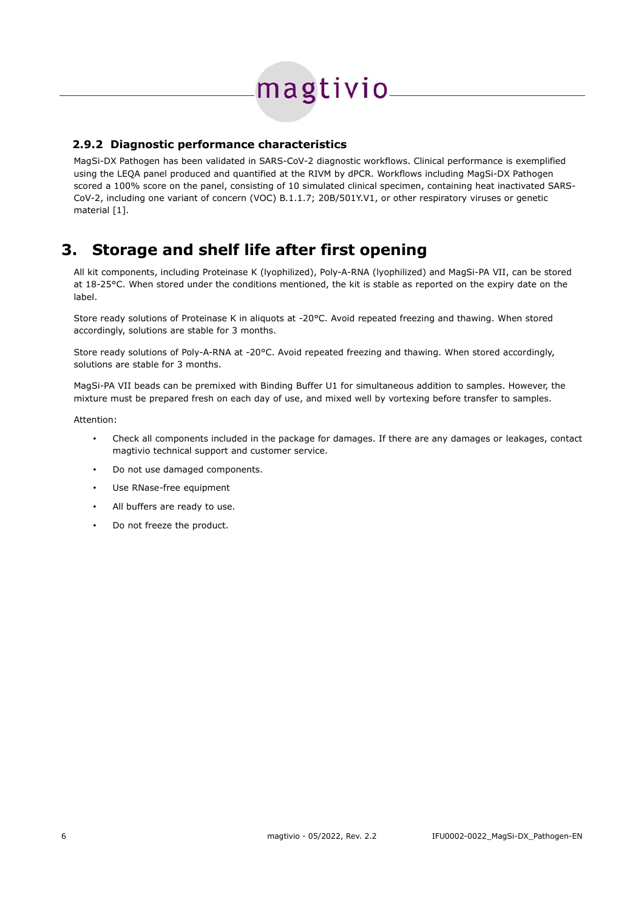### 2.9.2 Diagnostic performance characteristics

MagSi-DX Pathogen has been validated in SARS-CoV-2 diagnostic workflows. Clinical performance is exemplified using the LEQA panel produced and quantified at the RIVM by dPCR. Workflows including MagSi-DX Pathogen scored a 100% score on the panel, consisting of 10 simulated clinical specimen, containing heat inactivated SARS-CoV-2, including one variant of concern (VOC) B.1.1.7; 20B/501Y.V1, or other respiratory viruses or genetic material [1].

# 3. Storage and shelf life after first opening

All kit components, including Proteinase K (lyophilized), Poly-A-RNA (lyophilized) and MagSi-PA VII, can be stored at 18-25°C. When stored under the conditions mentioned, the kit is stable as reported on the expiry date on the label.

Store ready solutions of Proteinase K in aliquots at -20°C. Avoid repeated freezing and thawing. When stored accordingly, solutions are stable for 3 months.

Store ready solutions of Poly-A-RNA at -20°C. Avoid repeated freezing and thawing. When stored accordingly, solutions are stable for 3 months.

MagSi-PA VII beads can be premixed with Binding Buffer U1 for simultaneous addition to samples. However, the mixture must be prepared fresh on each day of use, and mixed well by vortexing before transfer to samples.

Attention:

- Check all components included in the package for damages. If there are any damages or leakages, contact magtivio technical support and customer service.
- Do not use damaged components.
- Use RNase-free equipment
- All buffers are ready to use.
- Do not freeze the product.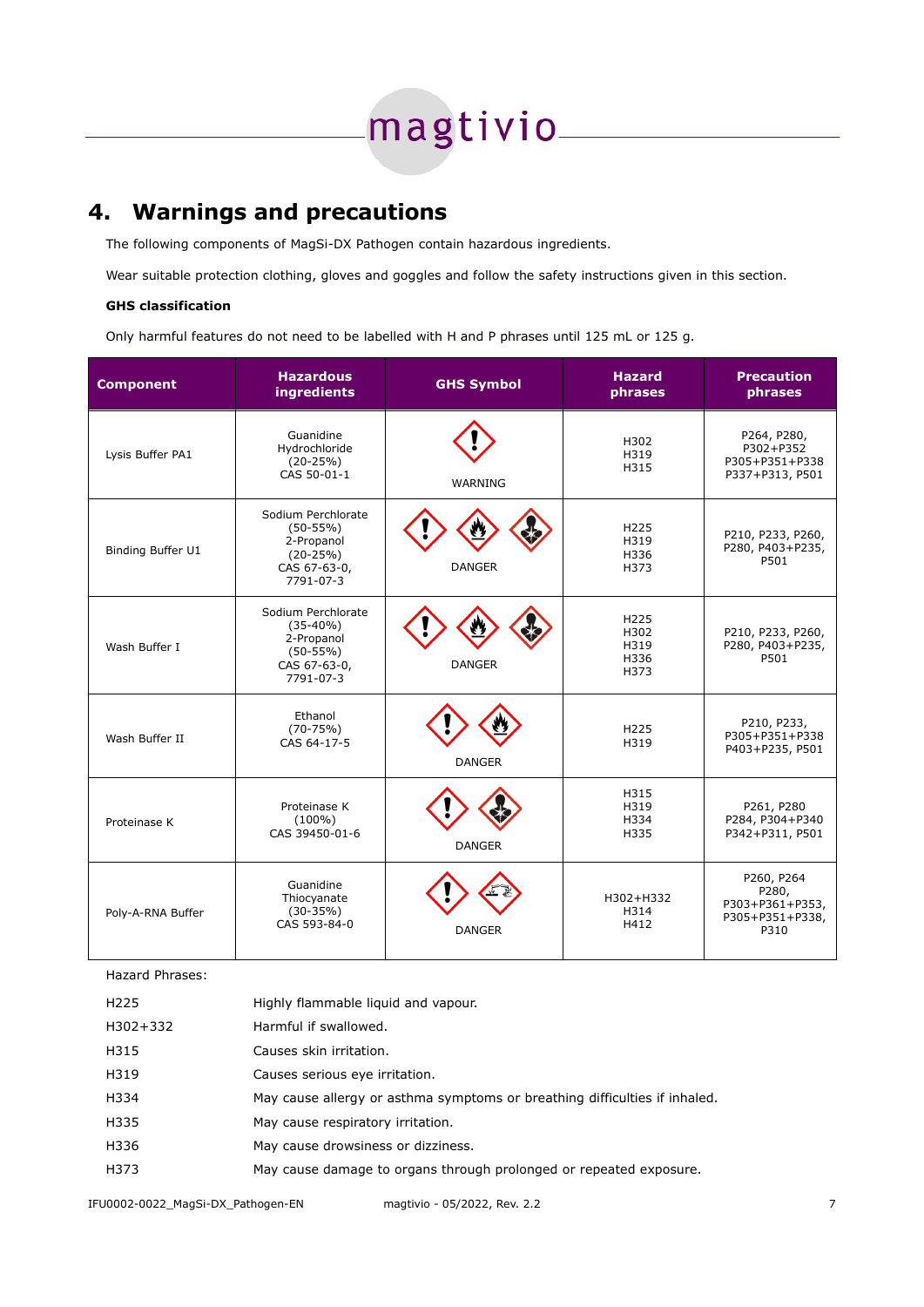## 4. Warnings and precautions

The following components of MagSi-DX Pathogen contain hazardous ingredients.

Wear suitable protection clothing, gloves and goggles and follow the safety instructions given in this section.

**GHS classification**

Only harmful features do not need to be labelled with H and P phrases until 125 mL or 125 g.

| Component | Hazardous ingredients | GHS Symbol | Hazard phrases | Precaution phrases |
|---|---|---|---|---|
| Lysis Buffer PA1 | Guanidine Hydrochloride (20-25%) CAS 50-01-1 | WARNING | H302 H319 H315 | P264, P280, P302+P352 P305+P351+P338 P337+P313, P501 |
| Binding Buffer U1 | Sodium Perchlorate (50-55%) 2-Propanol (20-25%) CAS 67-63-0, 7791-07-3 | DANGER | H225 H319 H336 H373 | P210, P233, P260, P280, P403+P235, P501 |
| Wash Buffer I | Sodium Perchlorate (35-40%) 2-Propanol (50-55%) CAS 67-63-0, 7791-07-3 | DANGER | H225 H302 H319 H336 H373 | P210, P233, P260, P280, P403+P235, P501 |
| Wash Buffer II | Ethanol (70-75%) CAS 64-17-5 | DANGER | H225 H319 | P210, P233, P305+P351+P338 P403+P235, P501 |
| Proteinase K | Proteinase K (100%) CAS 39450-01-6 | DANGER | H315 H319 H334 H335 | P261, P280 P284, P304+P340 P342+P311, P501 |
| Poly-A-RNA Buffer | Guanidine Thiocyanate (30-35%) CAS 593-84-0 | DANGER | H302+H332 H314 H412 | P260, P264 P280, P303+P361+P353, P305+P351+P338, P310 |

Hazard Phrases:

| | |
|---|---|
| H225 | Highly flammable liquid and vapour. |
| H302+332 | Harmful if swallowed. |
| H315 | Causes skin irritation. |
| H319 | Causes serious eye irritation. |
| H334 | May cause allergy or asthma symptoms or breathing difficulties if inhaled. |
| H335 | May cause respiratory irritation. |
| H336 | May cause drowsiness or dizziness. |
| H373 | May cause damage to organs through prolonged or repeated exposure. |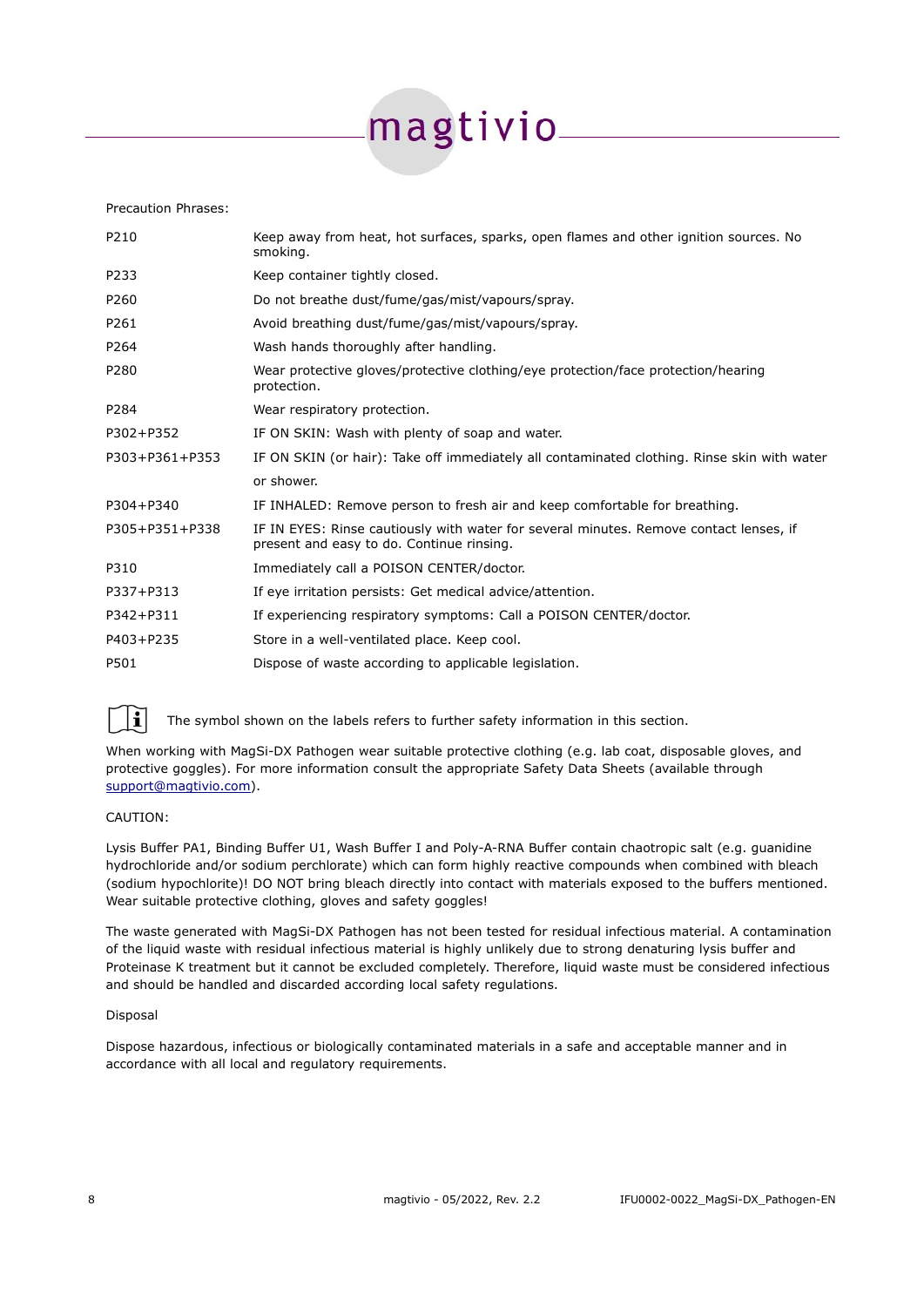Precaution Phrases:

| | |
|---|---|
| P210 | Keep away from heat, hot surfaces, sparks, open flames and other ignition sources. No smoking. |
| P233 | Keep container tightly closed. |
| P260 | Do not breathe dust/fume/gas/mist/vapours/spray. |
| P261 | Avoid breathing dust/fume/gas/mist/vapours/spray. |
| P264 | Wash hands thoroughly after handling. |
| P280 | Wear protective gloves/protective clothing/eye protection/face protection/hearing protection. |
| P284 | Wear respiratory protection. |
| P302+P352 | IF ON SKIN: Wash with plenty of soap and water. |
| P303+P361+P353 | IF ON SKIN (or hair): Take off immediately all contaminated clothing. Rinse skin with water or shower. |
| P304+P340 | IF INHALED: Remove person to fresh air and keep comfortable for breathing. |
| P305+P351+P338 | IF IN EYES: Rinse cautiously with water for several minutes. Remove contact lenses, if present and easy to do. Continue rinsing. |
| P310 | Immediately call a POISON CENTER/doctor. |
| P337+P313 | If eye irritation persists: Get medical advice/attention. |
| P342+P311 | If experiencing respiratory symptoms: Call a POISON CENTER/doctor. |
| P403+P235 | Store in a well-ventilated place. Keep cool. |
| P501 | Dispose of waste according to applicable legislation. |

The symbol shown on the labels refers to further safety information in this section.

When working with MagSi-DX Pathogen wear suitable protective clothing (e.g. lab coat, disposable gloves, and protective goggles). For more information consult the appropriate Safety Data Sheets (available through support@magtivio.com).

CAUTION:

Lysis Buffer PA1, Binding Buffer U1, Wash Buffer I and Poly-A-RNA Buffer contain chaotropic salt (e.g. guanidine hydrochloride and/or sodium perchlorate) which can form highly reactive compounds when combined with bleach (sodium hypochlorite)! DO NOT bring bleach directly into contact with materials exposed to the buffers mentioned. Wear suitable protective clothing, gloves and safety goggles!

The waste generated with MagSi-DX Pathogen has not been tested for residual infectious material. A contamination of the liquid waste with residual infectious material is highly unlikely due to strong denaturing lysis buffer and Proteinase K treatment but it cannot be excluded completely. Therefore, liquid waste must be considered infectious and should be handled and discarded according local safety regulations.

Disposal

Dispose hazardous, infectious or biologically contaminated materials in a safe and acceptable manner and in accordance with all local and regulatory requirements.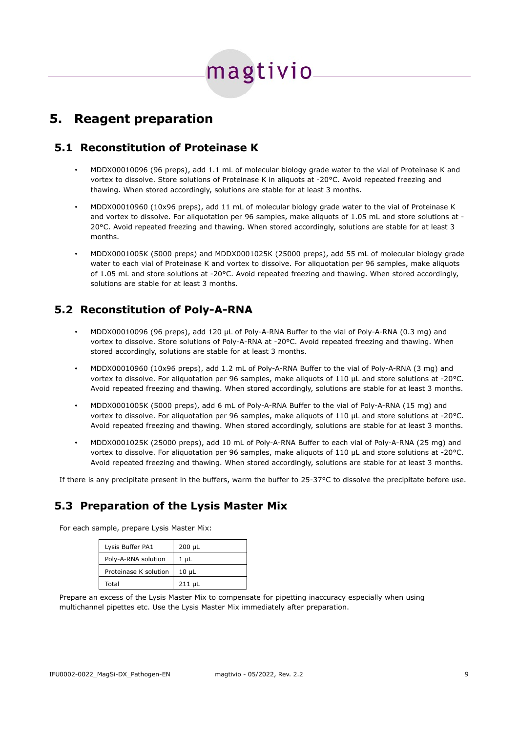# 5. Reagent preparation

## 5.1 Reconstitution of Proteinase K

- MDDX00010096 (96 preps), add 1.1 mL of molecular biology grade water to the vial of Proteinase K and vortex to dissolve. Store solutions of Proteinase K in aliquots at -20°C. Avoid repeated freezing and thawing. When stored accordingly, solutions are stable for at least 3 months.
- MDDX00010960 (10x96 preps), add 11 mL of molecular biology grade water to the vial of Proteinase K and vortex to dissolve. For aliquotation per 96 samples, make aliquots of 1.05 mL and store solutions at -20°C. Avoid repeated freezing and thawing. When stored accordingly, solutions are stable for at least 3 months.
- MDDX0001005K (5000 preps) and MDDX0001025K (25000 preps), add 55 mL of molecular biology grade water to each vial of Proteinase K and vortex to dissolve. For aliquotation per 96 samples, make aliquots of 1.05 mL and store solutions at -20°C. Avoid repeated freezing and thawing. When stored accordingly, solutions are stable for at least 3 months.

## 5.2 Reconstitution of Poly-A-RNA

- MDDX00010096 (96 preps), add 120 µL of Poly-A-RNA Buffer to the vial of Poly-A-RNA (0.3 mg) and vortex to dissolve. Store solutions of Poly-A-RNA at -20°C. Avoid repeated freezing and thawing. When stored accordingly, solutions are stable for at least 3 months.
- MDDX00010960 (10x96 preps), add 1.2 mL of Poly-A-RNA Buffer to the vial of Poly-A-RNA (3 mg) and vortex to dissolve. For aliquotation per 96 samples, make aliquots of 110 µL and store solutions at -20°C. Avoid repeated freezing and thawing. When stored accordingly, solutions are stable for at least 3 months.
- MDDX0001005K (5000 preps), add 6 mL of Poly-A-RNA Buffer to the vial of Poly-A-RNA (15 mg) and vortex to dissolve. For aliquotation per 96 samples, make aliquots of 110 µL and store solutions at -20°C. Avoid repeated freezing and thawing. When stored accordingly, solutions are stable for at least 3 months.
- MDDX0001025K (25000 preps), add 10 mL of Poly-A-RNA Buffer to each vial of Poly-A-RNA (25 mg) and vortex to dissolve. For aliquotation per 96 samples, make aliquots of 110 µL and store solutions at -20°C. Avoid repeated freezing and thawing. When stored accordingly, solutions are stable for at least 3 months.

If there is any precipitate present in the buffers, warm the buffer to 25-37°C to dissolve the precipitate before use.

## 5.3 Preparation of the Lysis Master Mix

For each sample, prepare Lysis Master Mix:

| Lysis Buffer PA1 | 200 µL |
|---|---|
| Poly-A-RNA solution | 1 µL |
| Proteinase K solution | 10 µL |
| Total | 211 µL |

Prepare an excess of the Lysis Master Mix to compensate for pipetting inaccuracy especially when using multichannel pipettes etc. Use the Lysis Master Mix immediately after preparation.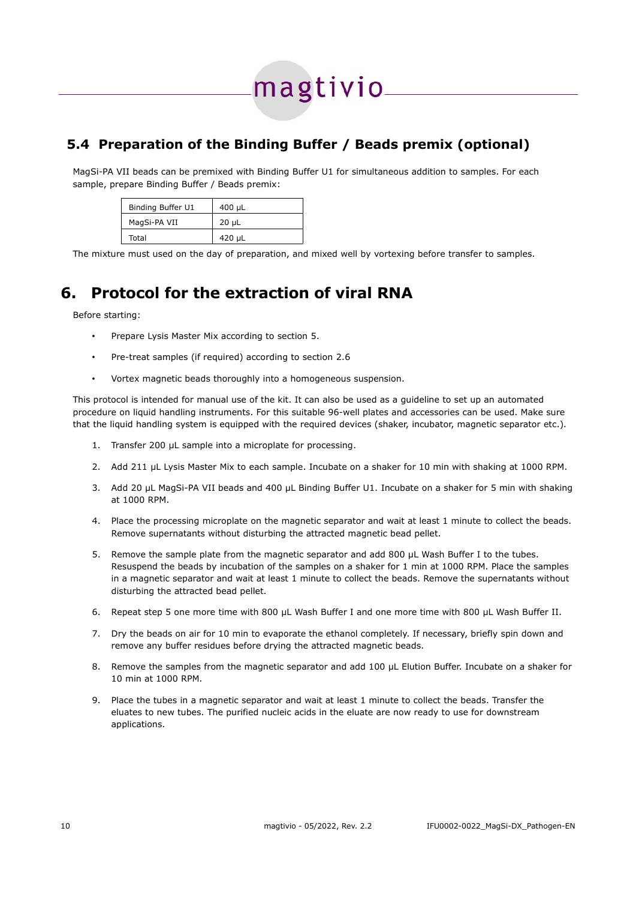## 5.4 Preparation of the Binding Buffer / Beads premix (optional)

MagSi-PA VII beads can be premixed with Binding Buffer U1 for simultaneous addition to samples. For each sample, prepare Binding Buffer / Beads premix:

| Binding Buffer U1 | 400 µL |
|---|---|
| MagSi-PA VII | 20 µL |
| Total | 420 µL |

The mixture must used on the day of preparation, and mixed well by vortexing before transfer to samples.

# 6. Protocol for the extraction of viral RNA

Before starting:

- Prepare Lysis Master Mix according to section 5.
- Pre-treat samples (if required) according to section 2.6
- Vortex magnetic beads thoroughly into a homogeneous suspension.

This protocol is intended for manual use of the kit. It can also be used as a guideline to set up an automated procedure on liquid handling instruments. For this suitable 96-well plates and accessories can be used. Make sure that the liquid handling system is equipped with the required devices (shaker, incubator, magnetic separator etc.).

1. Transfer 200 µL sample into a microplate for processing.
2. Add 211 µL Lysis Master Mix to each sample. Incubate on a shaker for 10 min with shaking at 1000 RPM.
3. Add 20 µL MagSi-PA VII beads and 400 µL Binding Buffer U1. Incubate on a shaker for 5 min with shaking at 1000 RPM.
4. Place the processing microplate on the magnetic separator and wait at least 1 minute to collect the beads. Remove supernatants without disturbing the attracted magnetic bead pellet.
5. Remove the sample plate from the magnetic separator and add 800 µL Wash Buffer I to the tubes. Resuspend the beads by incubation of the samples on a shaker for 1 min at 1000 RPM. Place the samples in a magnetic separator and wait at least 1 minute to collect the beads. Remove the supernatants without disturbing the attracted bead pellet.
6. Repeat step 5 one more time with 800 µL Wash Buffer I and one more time with 800 µL Wash Buffer II.
7. Dry the beads on air for 10 min to evaporate the ethanol completely. If necessary, briefly spin down and remove any buffer residues before drying the attracted magnetic beads.
8. Remove the samples from the magnetic separator and add 100 µL Elution Buffer. Incubate on a shaker for 10 min at 1000 RPM.
9. Place the tubes in a magnetic separator and wait at least 1 minute to collect the beads. Transfer the eluates to new tubes. The purified nucleic acids in the eluate are now ready to use for downstream applications.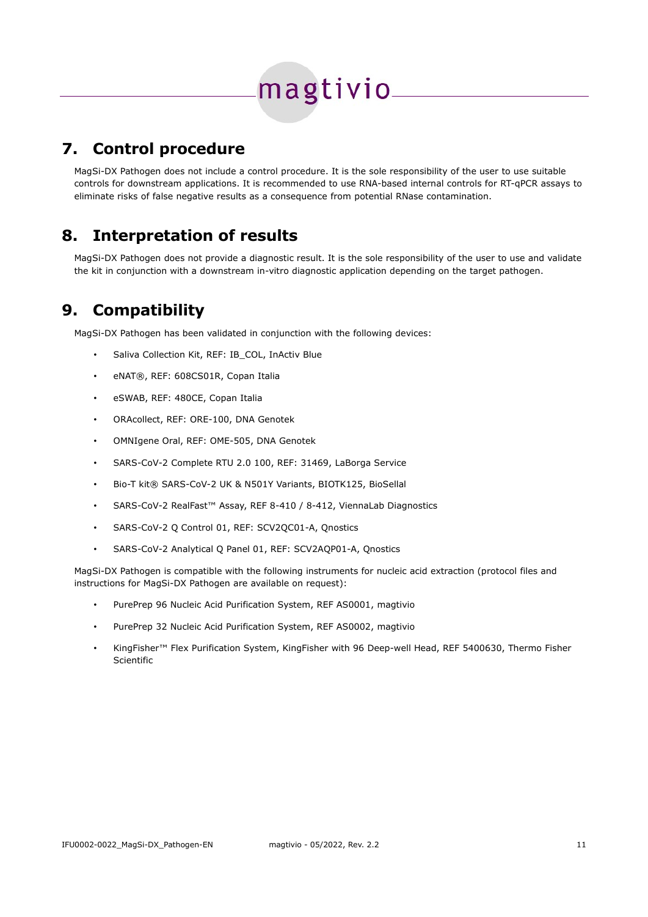## 7. Control procedure

MagSi-DX Pathogen does not include a control procedure. It is the sole responsibility of the user to use suitable controls for downstream applications. It is recommended to use RNA-based internal controls for RT-qPCR assays to eliminate risks of false negative results as a consequence from potential RNase contamination.

## 8. Interpretation of results

MagSi-DX Pathogen does not provide a diagnostic result. It is the sole responsibility of the user to use and validate the kit in conjunction with a downstream in-vitro diagnostic application depending on the target pathogen.

## 9. Compatibility

MagSi-DX Pathogen has been validated in conjunction with the following devices:

- Saliva Collection Kit, REF: IB_COL, InActiv Blue
- eNAT®, REF: 608CS01R, Copan Italia
- eSWAB, REF: 480CE, Copan Italia
- ORAcollect, REF: ORE-100, DNA Genotek
- OMNIgene Oral, REF: OME-505, DNA Genotek
- SARS-CoV-2 Complete RTU 2.0 100, REF: 31469, LaBorga Service
- Bio-T kit® SARS-CoV-2 UK & N501Y Variants, BIOTK125, BioSellal
- SARS-CoV-2 RealFast™ Assay, REF 8-410 / 8-412, ViennaLab Diagnostics
- SARS-CoV-2 Q Control 01, REF: SCV2QC01-A, Qnostics
- SARS-CoV-2 Analytical Q Panel 01, REF: SCV2AQP01-A, Qnostics

MagSi-DX Pathogen is compatible with the following instruments for nucleic acid extraction (protocol files and instructions for MagSi-DX Pathogen are available on request):

- PurePrep 96 Nucleic Acid Purification System, REF AS0001, magtivio
- PurePrep 32 Nucleic Acid Purification System, REF AS0002, magtivio
- KingFisher™ Flex Purification System, KingFisher with 96 Deep-well Head, REF 5400630, Thermo Fisher Scientific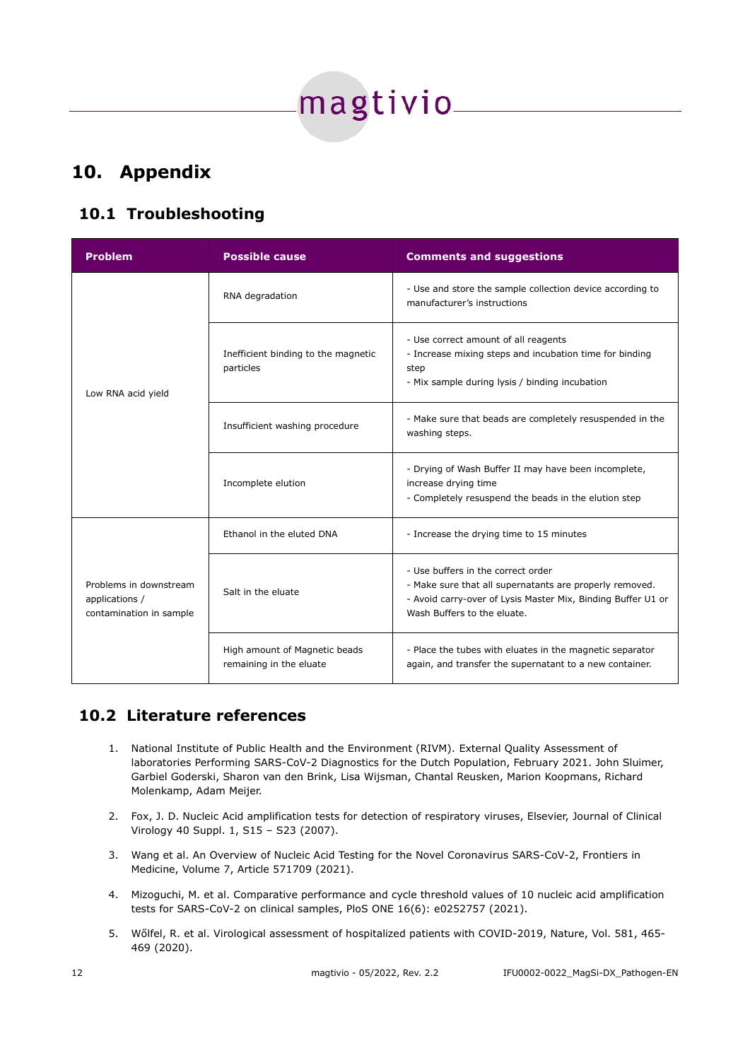# 10. Appendix

## 10.1 Troubleshooting

| Problem | Possible cause | Comments and suggestions |
|---|---|---|
| Low RNA acid yield | RNA degradation | - Use and store the sample collection device according to manufacturer's instructions |
| | Inefficient binding to the magnetic particles | - Use correct amount of all reagents<br>- Increase mixing steps and incubation time for binding step<br>- Mix sample during lysis / binding incubation |
| | Insufficient washing procedure | - Make sure that beads are completely resuspended in the washing steps. |
| | Incomplete elution | - Drying of Wash Buffer II may have been incomplete, increase drying time<br>- Completely resuspend the beads in the elution step |
| Problems in downstream applications / contamination in sample | Ethanol in the eluted DNA | - Increase the drying time to 15 minutes |
| | Salt in the eluate | - Use buffers in the correct order<br>- Make sure that all supernatants are properly removed.<br>- Avoid carry-over of Lysis Master Mix, Binding Buffer U1 or Wash Buffers to the eluate. |
| | High amount of Magnetic beads remaining in the eluate | - Place the tubes with eluates in the magnetic separator again, and transfer the supernatant to a new container. |

## 10.2 Literature references

1. National Institute of Public Health and the Environment (RIVM). External Quality Assessment of laboratories Performing SARS-CoV-2 Diagnostics for the Dutch Population, February 2021. John Sluimer, Garbiel Goderski, Sharon van den Brink, Lisa Wijsman, Chantal Reusken, Marion Koopmans, Richard Molenkamp, Adam Meijer.
2. Fox, J. D. Nucleic Acid amplification tests for detection of respiratory viruses, Elsevier, Journal of Clinical Virology 40 Suppl. 1, S15 – S23 (2007).
3. Wang et al. An Overview of Nucleic Acid Testing for the Novel Coronavirus SARS-CoV-2, Frontiers in Medicine, Volume 7, Article 571709 (2021).
4. Mizoguchi, M. et al. Comparative performance and cycle threshold values of 10 nucleic acid amplification tests for SARS-CoV-2 on clinical samples, PloS ONE 16(6): e0252757 (2021).
5. Wőlfel, R. et al. Virological assessment of hospitalized patients with COVID-2019, Nature, Vol. 581, 465-469 (2020).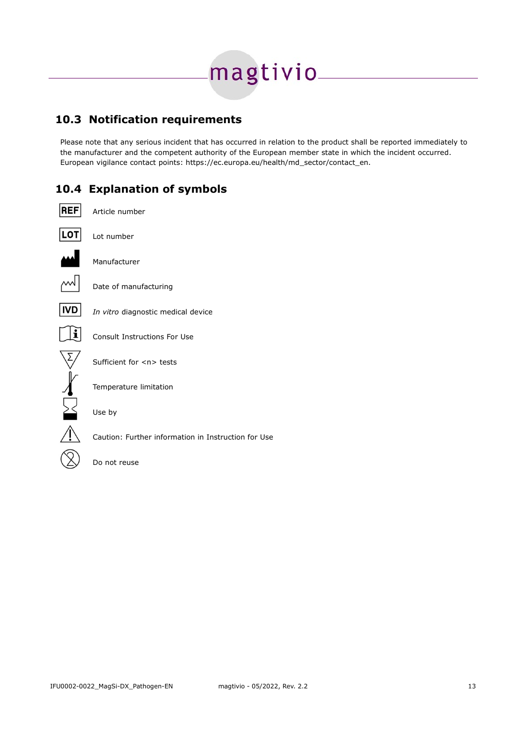## 10.3 Notification requirements

Please note that any serious incident that has occurred in relation to the product shall be reported immediately to the manufacturer and the competent authority of the European member state in which the incident occurred. European vigilance contact points: https://ec.europa.eu/health/md_sector/contact_en.

## 10.4 Explanation of symbols

| Symbol | Meaning |
|---|---|
| REF | Article number |
| LOT | Lot number |
| | Manufacturer |
| | Date of manufacturing |
| IVD | *In vitro* diagnostic medical device |
| | Consult Instructions For Use |
| | Sufficient for <n> tests |
| | Temperature limitation |
| | Use by |
| | Caution: Further information in Instruction for Use |
| | Do not reuse |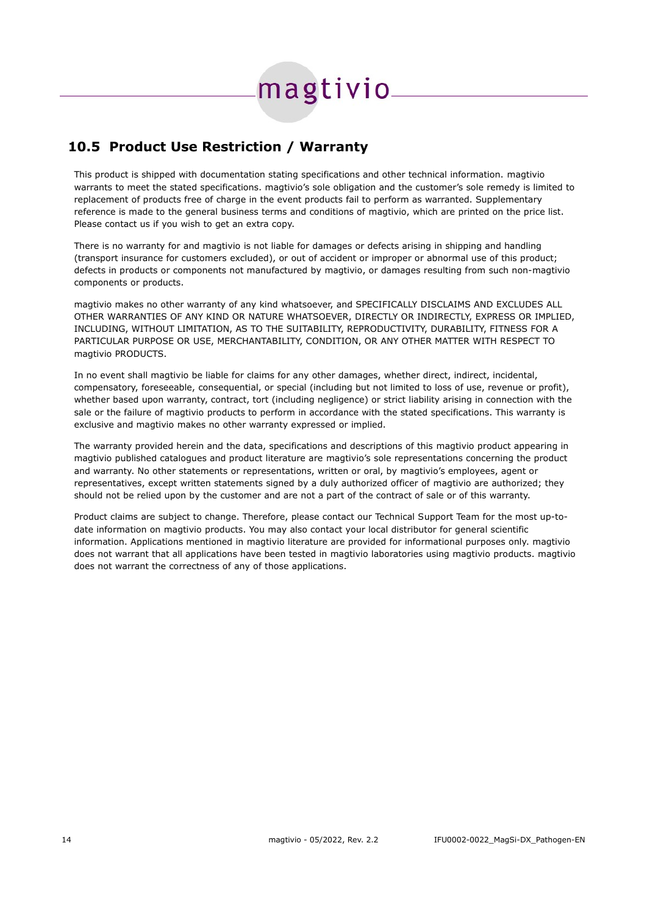## 10.5 Product Use Restriction / Warranty

This product is shipped with documentation stating specifications and other technical information. magtivio warrants to meet the stated specifications. magtivio's sole obligation and the customer's sole remedy is limited to replacement of products free of charge in the event products fail to perform as warranted. Supplementary reference is made to the general business terms and conditions of magtivio, which are printed on the price list. Please contact us if you wish to get an extra copy.

There is no warranty for and magtivio is not liable for damages or defects arising in shipping and handling (transport insurance for customers excluded), or out of accident or improper or abnormal use of this product; defects in products or components not manufactured by magtivio, or damages resulting from such non-magtivio components or products.

magtivio makes no other warranty of any kind whatsoever, and SPECIFICALLY DISCLAIMS AND EXCLUDES ALL OTHER WARRANTIES OF ANY KIND OR NATURE WHATSOEVER, DIRECTLY OR INDIRECTLY, EXPRESS OR IMPLIED, INCLUDING, WITHOUT LIMITATION, AS TO THE SUITABILITY, REPRODUCTIVITY, DURABILITY, FITNESS FOR A PARTICULAR PURPOSE OR USE, MERCHANTABILITY, CONDITION, OR ANY OTHER MATTER WITH RESPECT TO magtivio PRODUCTS.

In no event shall magtivio be liable for claims for any other damages, whether direct, indirect, incidental, compensatory, foreseeable, consequential, or special (including but not limited to loss of use, revenue or profit), whether based upon warranty, contract, tort (including negligence) or strict liability arising in connection with the sale or the failure of magtivio products to perform in accordance with the stated specifications. This warranty is exclusive and magtivio makes no other warranty expressed or implied.

The warranty provided herein and the data, specifications and descriptions of this magtivio product appearing in magtivio published catalogues and product literature are magtivio's sole representations concerning the product and warranty. No other statements or representations, written or oral, by magtivio's employees, agent or representatives, except written statements signed by a duly authorized officer of magtivio are authorized; they should not be relied upon by the customer and are not a part of the contract of sale or of this warranty.

Product claims are subject to change. Therefore, please contact our Technical Support Team for the most up-to-date information on magtivio products. You may also contact your local distributor for general scientific information. Applications mentioned in magtivio literature are provided for informational purposes only. magtivio does not warrant that all applications have been tested in magtivio laboratories using magtivio products. magtivio does not warrant the correctness of any of those applications.